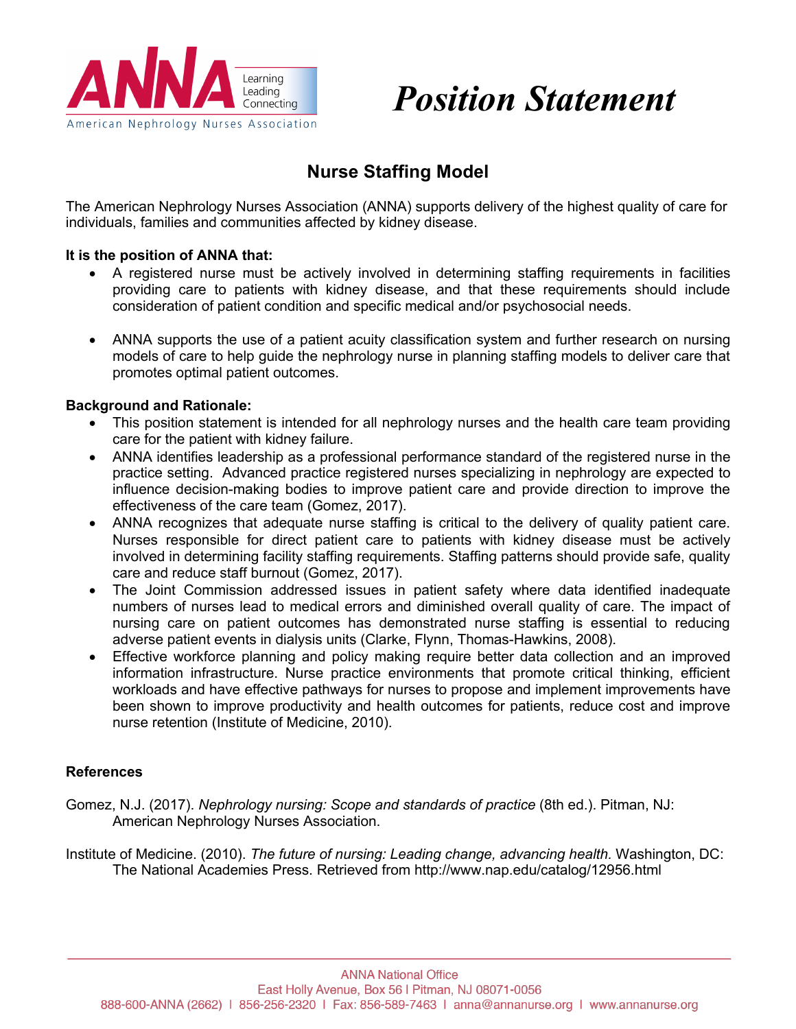# Position Statement

## Nurse Staffing Model

The American Nephrology Nurses Association (ANNA) supports delivery of the highest quality of care for individuals, families and communities affected by kidney disease.

**It is the position of ANNA that:**

- A registered nurse must be actively involved in determining staffing requirements in facilities providing care to patients with kidney disease, and that these requirements should include consideration of patient condition and specific medical and/or psychosocial needs.

- ANNA supports the use of a patient acuity classification system and further research on nursing models of care to help guide the nephrology nurse in planning staffing models to deliver care that promotes optimal patient outcomes.

**Background and Rationale:**

- This position statement is intended for all nephrology nurses and the health care team providing care for the patient with kidney failure.
- ANNA identifies leadership as a professional performance standard of the registered nurse in the practice setting. Advanced practice registered nurses specializing in nephrology are expected to influence decision-making bodies to improve patient care and provide direction to improve the effectiveness of the care team (Gomez, 2017).
- ANNA recognizes that adequate nurse staffing is critical to the delivery of quality patient care. Nurses responsible for direct patient care to patients with kidney disease must be actively involved in determining facility staffing requirements. Staffing patterns should provide safe, quality care and reduce staff burnout (Gomez, 2017).
- The Joint Commission addressed issues in patient safety where data identified inadequate numbers of nurses lead to medical errors and diminished overall quality of care. The impact of nursing care on patient outcomes has demonstrated nurse staffing is essential to reducing adverse patient events in dialysis units (Clarke, Flynn, Thomas-Hawkins, 2008).
- Effective workforce planning and policy making require better data collection and an improved information infrastructure. Nurse practice environments that promote critical thinking, efficient workloads and have effective pathways for nurses to propose and implement improvements have been shown to improve productivity and health outcomes for patients, reduce cost and improve nurse retention (Institute of Medicine, 2010).

**References**

Gomez, N.J. (2017). *Nephrology nursing: Scope and standards of practice* (8th ed.). Pitman, NJ: American Nephrology Nurses Association.

Institute of Medicine. (2010). *The future of nursing: Leading change, advancing health.* Washington, DC: The National Academies Press. Retrieved from http://www.nap.edu/catalog/12956.html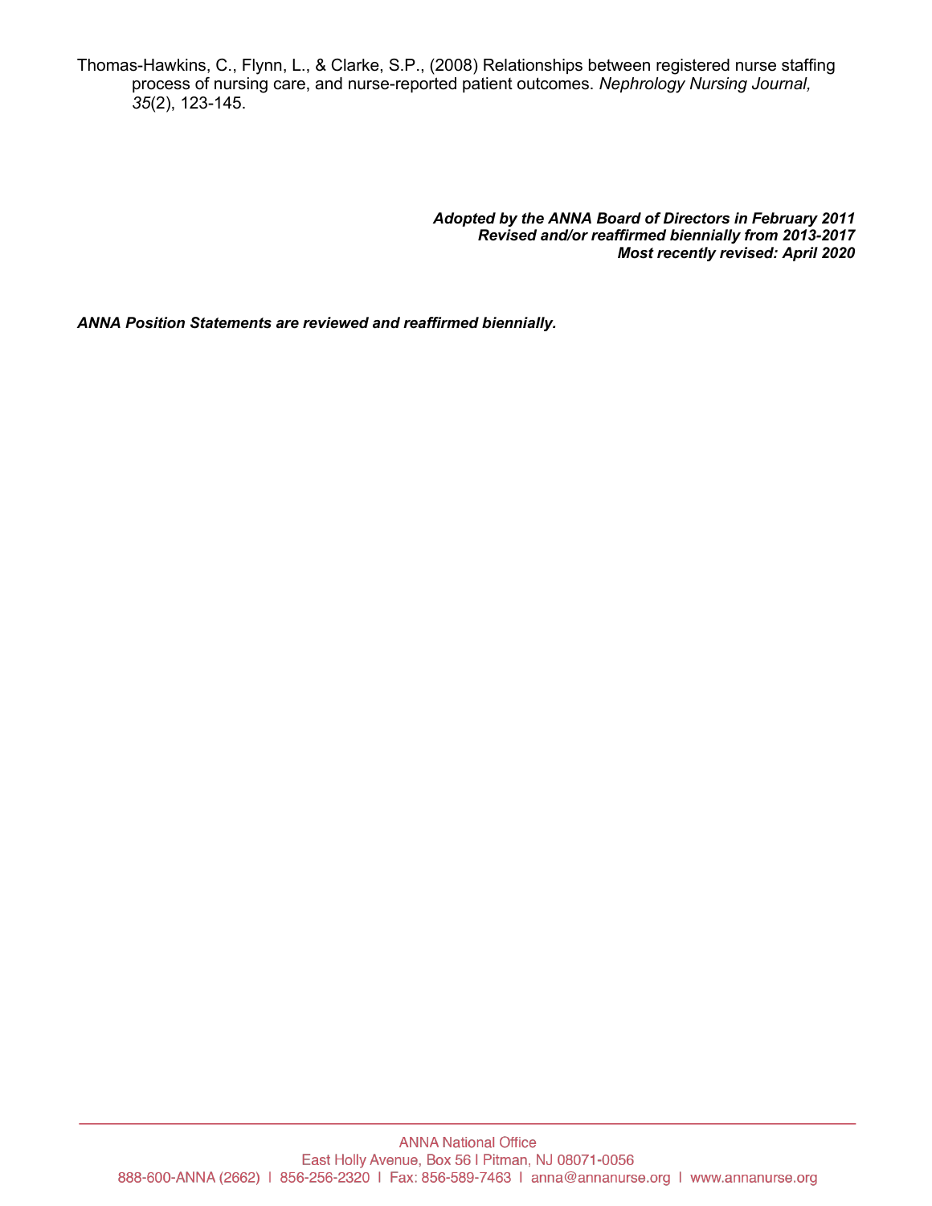Thomas-Hawkins, C., Flynn, L., & Clarke, S.P., (2008) Relationships between registered nurse staffing process of nursing care, and nurse-reported patient outcomes. *Nephrology Nursing Journal, 35*(2), 123-145.

***Adopted by the ANNA Board of Directors in February 2011***
***Revised and/or reaffirmed biennially from 2013-2017***
***Most recently revised: April 2020***

***ANNA Position Statements are reviewed and reaffirmed biennially.***

ANNA National Office
East Holly Avenue, Box 56 I Pitman, NJ 08071-0056
888-600-ANNA (2662) I 856-256-2320 I Fax: 856-589-7463 I anna@annanurse.org I www.annanurse.org